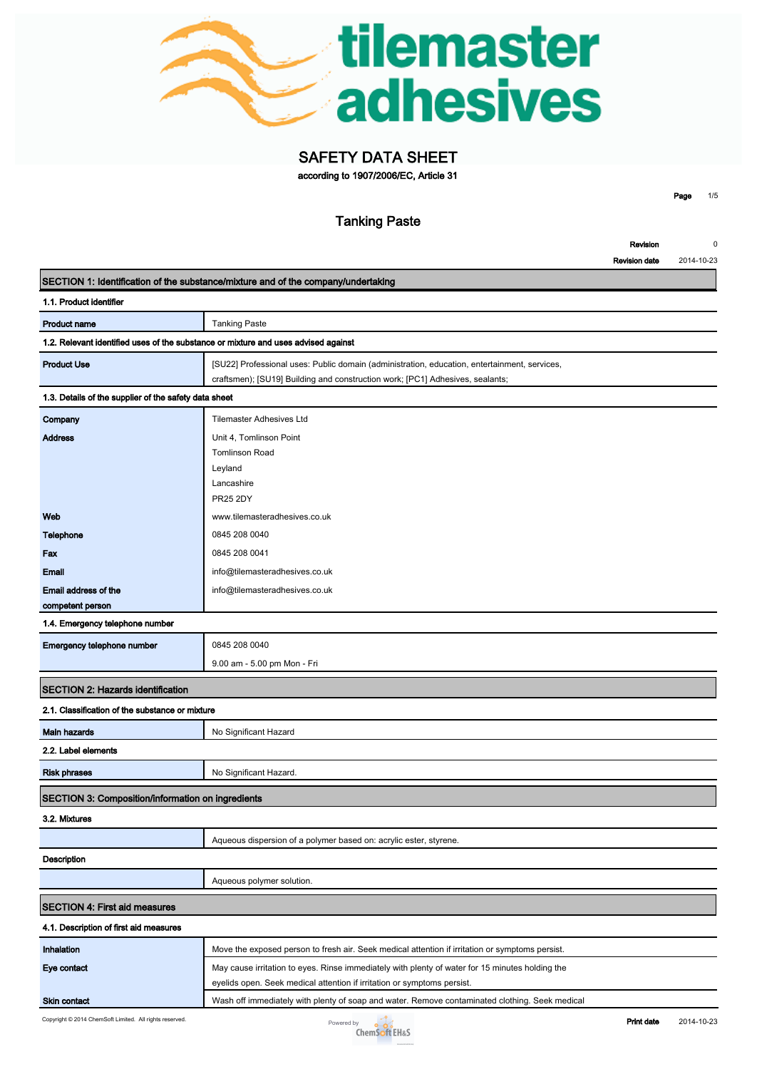# SAFETY DATA SHEET

**according to 1907/2006/EC, Article 31**

## Tanking Paste

**Revision** 0

**Revision date** 2014-10-23

## SECTION 1: Identification of the substance/mixture and of the company/undertaking

### 1.1. Product identifier

| | |
|---|---|
| **Product name** | Tanking Paste |

### 1.2. Relevant identified uses of the substance or mixture and uses advised against

| | |
|---|---|
| **Product Use** | [SU22] Professional uses: Public domain (administration, education, entertainment, services, craftsmen); [SU19] Building and construction work; [PC1] Adhesives, sealants; |

### 1.3. Details of the supplier of the safety data sheet

| | |
|---|---|
| **Company** | Tilemaster Adhesives Ltd |
| **Address** | Unit 4, Tomlinson Point<br>Tomlinson Road<br>Leyland<br>Lancashire<br>PR25 2DY |
| **Web** | www.tilemasteradhesives.co.uk |
| **Telephone** | 0845 208 0040 |
| **Fax** | 0845 208 0041 |
| **Email** | info@tilemasteradhesives.co.uk |
| **Email address of the competent person** | info@tilemasteradhesives.co.uk |

### 1.4. Emergency telephone number

| | |
|---|---|
| **Emergency telephone number** | 0845 208 0040<br>9.00 am - 5.00 pm Mon - Fri |

## SECTION 2: Hazards identification

### 2.1. Classification of the substance or mixture

| | |
|---|---|
| **Main hazards** | No Significant Hazard |

### 2.2. Label elements

| | |
|---|---|
| **Risk phrases** | No Significant Hazard. |

## SECTION 3: Composition/information on ingredients

### 3.2. Mixtures

| | |
|---|---|
| | Aqueous dispersion of a polymer based on: acrylic ester, styrene. |

**Description**

| | |
|---|---|
| | Aqueous polymer solution. |

## SECTION 4: First aid measures

### 4.1. Description of first aid measures

| | |
|---|---|
| **Inhalation** | Move the exposed person to fresh air. Seek medical attention if irritation or symptoms persist. |
| **Eye contact** | May cause irritation to eyes. Rinse immediately with plenty of water for 15 minutes holding the eyelids open. Seek medical attention if irritation or symptoms persist. |
| **Skin contact** | Wash off immediately with plenty of soap and water. Remove contaminated clothing. Seek medical |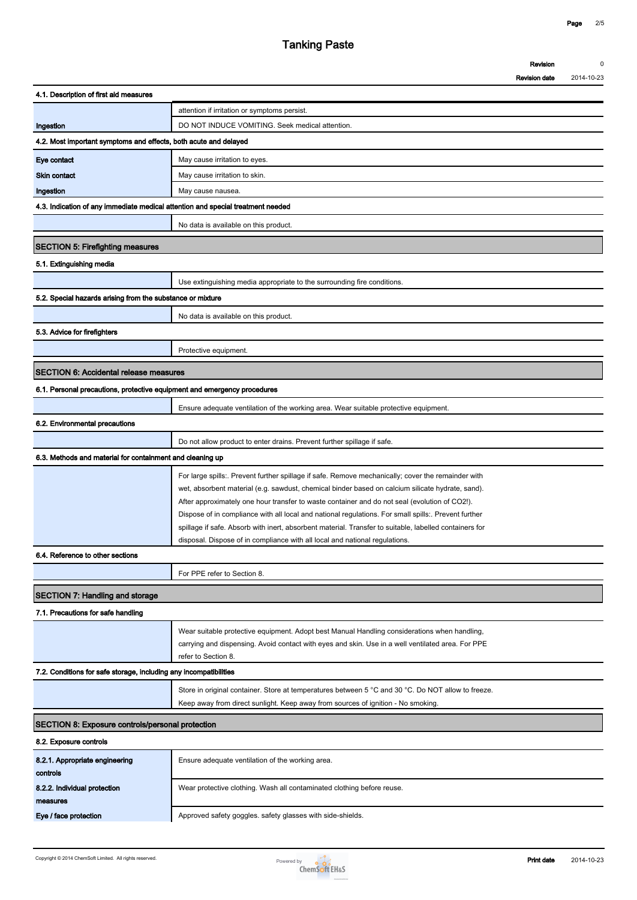## Tanking Paste

**4.1. Description of first aid measures**

| | |
|---|---|
| | attention if irritation or symptoms persist. |
| **Ingestion** | DO NOT INDUCE VOMITING. Seek medical attention. |

**4.2. Most important symptoms and effects, both acute and delayed**

| | |
|---|---|
| **Eye contact** | May cause irritation to eyes. |
| **Skin contact** | May cause irritation to skin. |
| **Ingestion** | May cause nausea. |

**4.3. Indication of any immediate medical attention and special treatment needed**

No data is available on this product.

## SECTION 5: Firefighting measures

**5.1. Extinguishing media**

Use extinguishing media appropriate to the surrounding fire conditions.

**5.2. Special hazards arising from the substance or mixture**

No data is available on this product.

**5.3. Advice for firefighters**

Protective equipment.

## SECTION 6: Accidental release measures

**6.1. Personal precautions, protective equipment and emergency procedures**

Ensure adequate ventilation of the working area. Wear suitable protective equipment.

**6.2. Environmental precautions**

Do not allow product to enter drains. Prevent further spillage if safe.

**6.3. Methods and material for containment and cleaning up**

For large spills:. Prevent further spillage if safe. Remove mechanically; cover the remainder with wet, absorbent material (e.g. sawdust, chemical binder based on calcium silicate hydrate, sand). After approximately one hour transfer to waste container and do not seal (evolution of $CO_2$!). Dispose of in compliance with all local and national regulations. For small spills:. Prevent further spillage if safe. Absorb with inert, absorbent material. Transfer to suitable, labelled containers for disposal. Dispose of in compliance with all local and national regulations.

**6.4. Reference to other sections**

For PPE refer to Section 8.

## SECTION 7: Handling and storage

**7.1. Precautions for safe handling**

Wear suitable protective equipment. Adopt best Manual Handling considerations when handling, carrying and dispensing. Avoid contact with eyes and skin. Use in a well ventilated area. For PPE refer to Section 8.

**7.2. Conditions for safe storage, including any incompatibilities**

Store in original container. Store at temperatures between 5 °C and 30 °C. Do NOT allow to freeze. Keep away from direct sunlight. Keep away from sources of ignition - No smoking.

## SECTION 8: Exposure controls/personal protection

**8.2. Exposure controls**

| | |
|---|---|
| **8.2.1. Appropriate engineering controls** | Ensure adequate ventilation of the working area. |
| **8.2.2. Individual protection measures** | Wear protective clothing. Wash all contaminated clothing before reuse. |
| **Eye / face protection** | Approved safety goggles. safety glasses with side-shields. |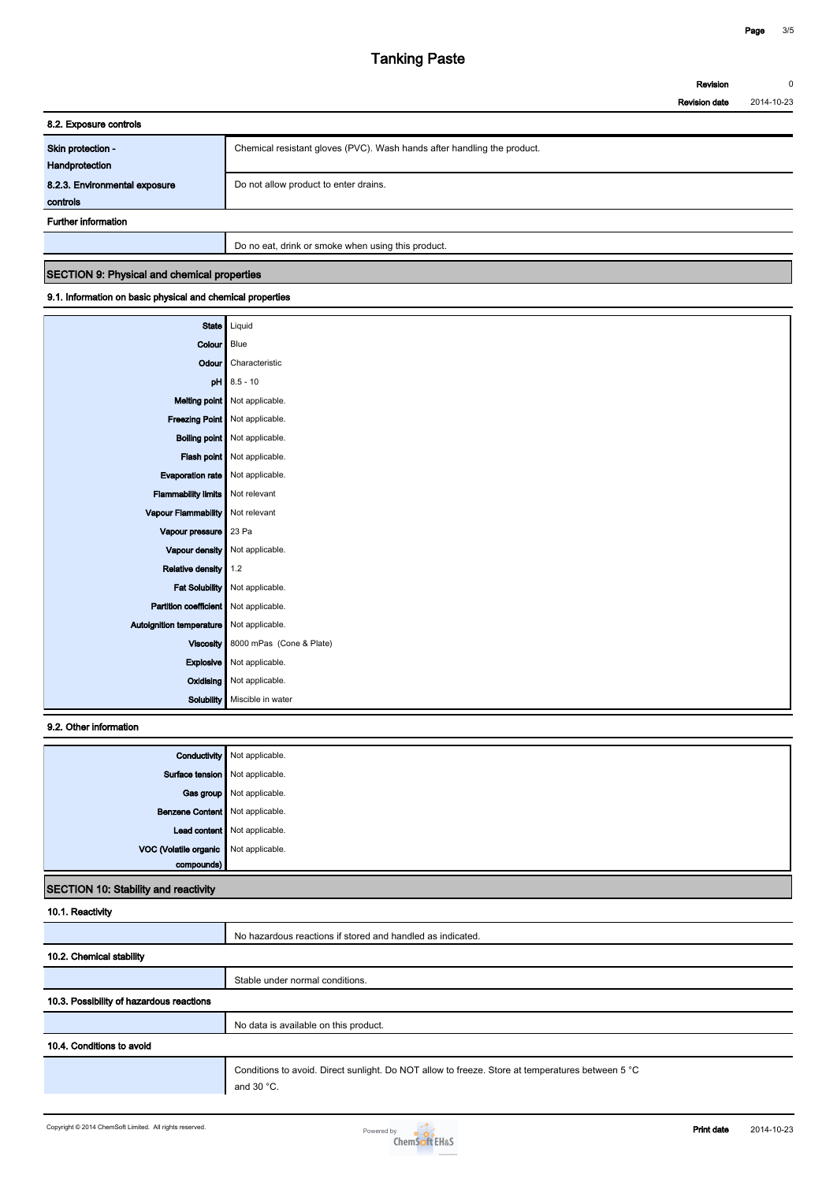### 8.2. Exposure controls

| | |
|---|---|
| Skin protection - Handprotection | Chemical resistant gloves (PVC). Wash hands after handling the product. |
| 8.2.3. Environmental exposure controls | Do not allow product to enter drains. |

**Further information**

| | |
|---|---|
| | Do no eat, drink or smoke when using this product. |

## SECTION 9: Physical and chemical properties

### 9.1. Information on basic physical and chemical properties

| | |
|---|---|
| State | Liquid |
| Colour | Blue |
| Odour | Characteristic |
| pH | 8.5 - 10 |
| Melting point | Not applicable. |
| Freezing Point | Not applicable. |
| Boiling point | Not applicable. |
| Flash point | Not applicable. |
| Evaporation rate | Not applicable. |
| Flammability limits | Not relevant |
| Vapour Flammability | Not relevant |
| Vapour pressure | 23 Pa |
| Vapour density | Not applicable. |
| Relative density | 1.2 |
| Fat Solubility | Not applicable. |
| Partition coefficient | Not applicable. |
| Autoignition temperature | Not applicable. |
| Viscosity | 8000 mPas (Cone & Plate) |
| Explosive | Not applicable. |
| Oxidising | Not applicable. |
| Solubility | Miscible in water |

### 9.2. Other information

| | |
|---|---|
| Conductivity | Not applicable. |
| Surface tension | Not applicable. |
| Gas group | Not applicable. |
| Benzene Content | Not applicable. |
| Lead content | Not applicable. |
| VOC (Volatile organic compounds) | Not applicable. |

## SECTION 10: Stability and reactivity

### 10.1. Reactivity

No hazardous reactions if stored and handled as indicated.

### 10.2. Chemical stability

Stable under normal conditions.

### 10.3. Possibility of hazardous reactions

No data is available on this product.

### 10.4. Conditions to avoid

Conditions to avoid. Direct sunlight. Do NOT allow to freeze. Store at temperatures between 5 °C and 30 °C.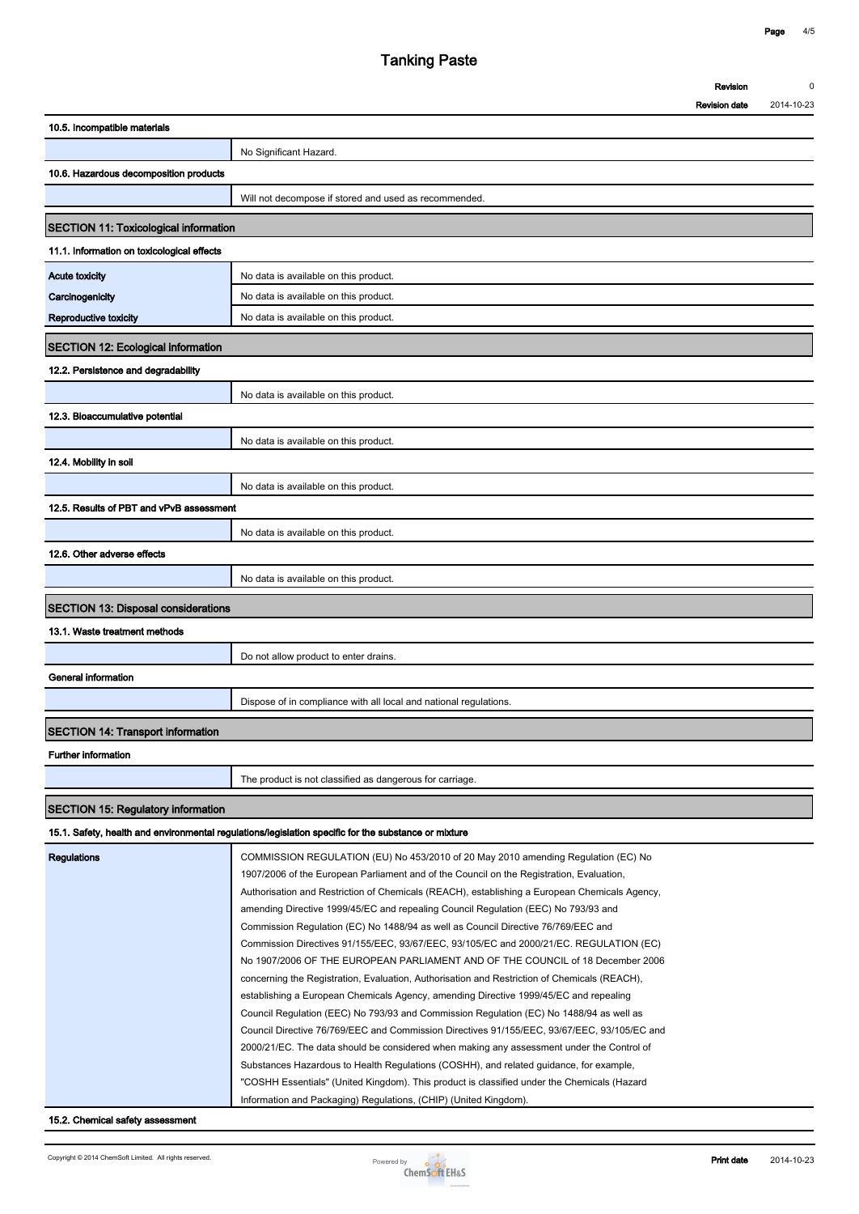# Tanking Paste

| | |
|---|---|
| Revision | 0 |
| Revision date | 2014-10-23 |

### 10.5. Incompatible materials

| | |
|---|---|
| | No Significant Hazard. |

### 10.6. Hazardous decomposition products

| | |
|---|---|
| | Will not decompose if stored and used as recommended. |

## SECTION 11: Toxicological information

### 11.1. Information on toxicological effects

| | |
|---|---|
| **Acute toxicity** | No data is available on this product. |
| **Carcinogenicity** | No data is available on this product. |
| **Reproductive toxicity** | No data is available on this product. |

## SECTION 12: Ecological information

### 12.2. Persistence and degradability

| | |
|---|---|
| | No data is available on this product. |

### 12.3. Bioaccumulative potential

| | |
|---|---|
| | No data is available on this product. |

### 12.4. Mobility in soil

| | |
|---|---|
| | No data is available on this product. |

### 12.5. Results of PBT and vPvB assessment

| | |
|---|---|
| | No data is available on this product. |

### 12.6. Other adverse effects

| | |
|---|---|
| | No data is available on this product. |

## SECTION 13: Disposal considerations

### 13.1. Waste treatment methods

| | |
|---|---|
| | Do not allow product to enter drains. |

### General information

| | |
|---|---|
| | Dispose of in compliance with all local and national regulations. |

## SECTION 14: Transport information

### Further information

| | |
|---|---|
| | The product is not classified as dangerous for carriage. |

## SECTION 15: Regulatory information

### 15.1. Safety, health and environmental regulations/legislation specific for the substance or mixture

| | |
|---|---|
| **Regulations** | COMMISSION REGULATION (EU) No 453/2010 of 20 May 2010 amending Regulation (EC) No 1907/2006 of the European Parliament and of the Council on the Registration, Evaluation, Authorisation and Restriction of Chemicals (REACH), establishing a European Chemicals Agency, amending Directive 1999/45/EC and repealing Council Regulation (EEC) No 793/93 and Commission Regulation (EC) No 1488/94 as well as Council Directive 76/769/EEC and Commission Directives 91/155/EEC, 93/67/EEC, 93/105/EC and 2000/21/EC. REGULATION (EC) No 1907/2006 OF THE EUROPEAN PARLIAMENT AND OF THE COUNCIL of 18 December 2006 concerning the Registration, Evaluation, Authorisation and Restriction of Chemicals (REACH), establishing a European Chemicals Agency, amending Directive 1999/45/EC and repealing Council Regulation (EEC) No 793/93 and Commission Regulation (EC) No 1488/94 as well as Council Directive 76/769/EEC and Commission Directives 91/155/EEC, 93/67/EEC, 93/105/EC and 2000/21/EC. The data should be considered when making any assessment under the Control of Substances Hazardous to Health Regulations (COSHH), and related guidance, for example, "COSHH Essentials" (United Kingdom). This product is classified under the Chemicals (Hazard Information and Packaging) Regulations, (CHIP) (United Kingdom). |

### 15.2. Chemical safety assessment

Copyright © 2014 ChemSoft Limited. All rights reserved.

Print date 2014-10-23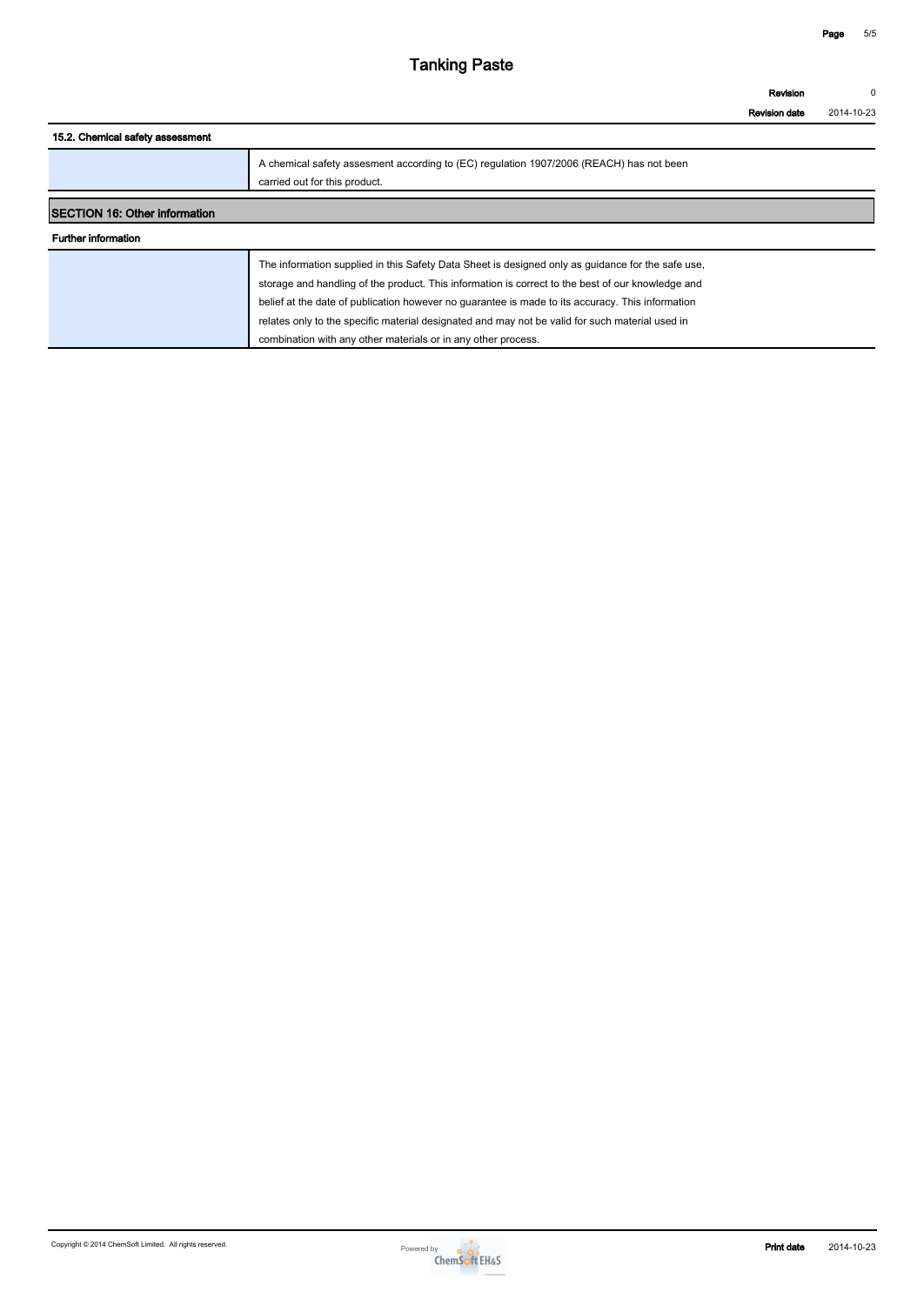### 15.2. Chemical safety assessment

| | |
|---|---|
| | A chemical safety assesment according to (EC) regulation 1907/2006 (REACH) has not been carried out for this product. |

## SECTION 16: Other information

### Further information

| | |
|---|---|
| | The information supplied in this Safety Data Sheet is designed only as guidance for the safe use, storage and handling of the product. This information is correct to the best of our knowledge and belief at the date of publication however no guarantee is made to its accuracy. This information relates only to the specific material designated and may not be valid for such material used in combination with any other materials or in any other process. |